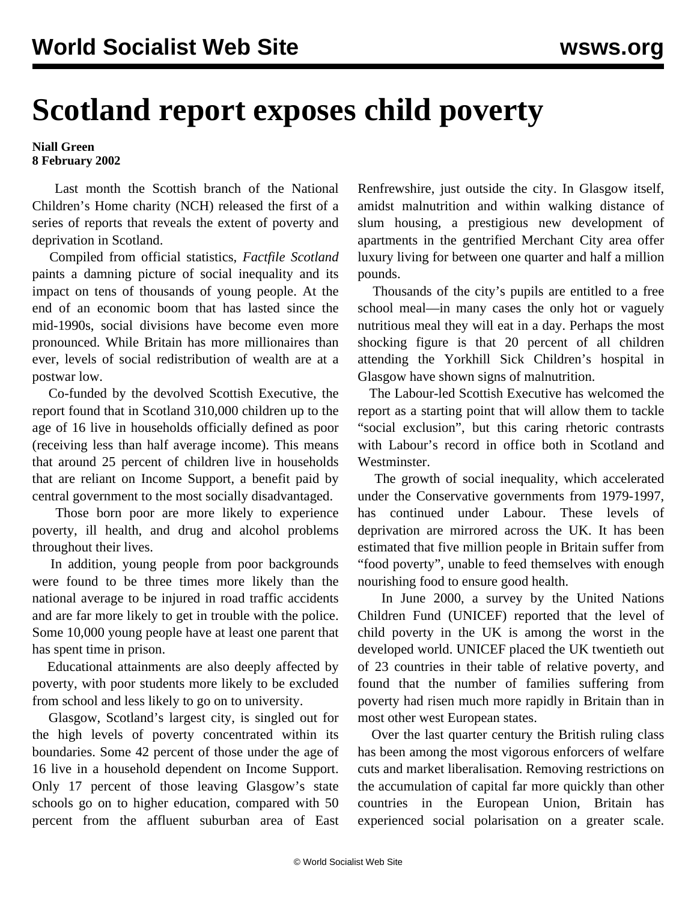# Scotland report exposes child poverty

**Niall Green**
**8 February 2002**

Last month the Scottish branch of the National Children's Home charity (NCH) released the first of a series of reports that reveals the extent of poverty and deprivation in Scotland.

Compiled from official statistics, *Factfile Scotland* paints a damning picture of social inequality and its impact on tens of thousands of young people. At the end of an economic boom that has lasted since the mid-1990s, social divisions have become even more pronounced. While Britain has more millionaires than ever, levels of social redistribution of wealth are at a postwar low.

Co-funded by the devolved Scottish Executive, the report found that in Scotland 310,000 children up to the age of 16 live in households officially defined as poor (receiving less than half average income). This means that around 25 percent of children live in households that are reliant on Income Support, a benefit paid by central government to the most socially disadvantaged.

Those born poor are more likely to experience poverty, ill health, and drug and alcohol problems throughout their lives.

In addition, young people from poor backgrounds were found to be three times more likely than the national average to be injured in road traffic accidents and are far more likely to get in trouble with the police. Some 10,000 young people have at least one parent that has spent time in prison.

Educational attainments are also deeply affected by poverty, with poor students more likely to be excluded from school and less likely to go on to university.

Glasgow, Scotland's largest city, is singled out for the high levels of poverty concentrated within its boundaries. Some 42 percent of those under the age of 16 live in a household dependent on Income Support. Only 17 percent of those leaving Glasgow's state schools go on to higher education, compared with 50 percent from the affluent suburban area of East Renfrewshire, just outside the city. In Glasgow itself, amidst malnutrition and within walking distance of slum housing, a prestigious new development of apartments in the gentrified Merchant City area offer luxury living for between one quarter and half a million pounds.

Thousands of the city's pupils are entitled to a free school meal—in many cases the only hot or vaguely nutritious meal they will eat in a day. Perhaps the most shocking figure is that 20 percent of all children attending the Yorkhill Sick Children's hospital in Glasgow have shown signs of malnutrition.

The Labour-led Scottish Executive has welcomed the report as a starting point that will allow them to tackle "social exclusion", but this caring rhetoric contrasts with Labour's record in office both in Scotland and Westminster.

The growth of social inequality, which accelerated under the Conservative governments from 1979-1997, has continued under Labour. These levels of deprivation are mirrored across the UK. It has been estimated that five million people in Britain suffer from "food poverty", unable to feed themselves with enough nourishing food to ensure good health.

In June 2000, a survey by the United Nations Children Fund (UNICEF) reported that the level of child poverty in the UK is among the worst in the developed world. UNICEF placed the UK twentieth out of 23 countries in their table of relative poverty, and found that the number of families suffering from poverty had risen much more rapidly in Britain than in most other west European states.

Over the last quarter century the British ruling class has been among the most vigorous enforcers of welfare cuts and market liberalisation. Removing restrictions on the accumulation of capital far more quickly than other countries in the European Union, Britain has experienced social polarisation on a greater scale.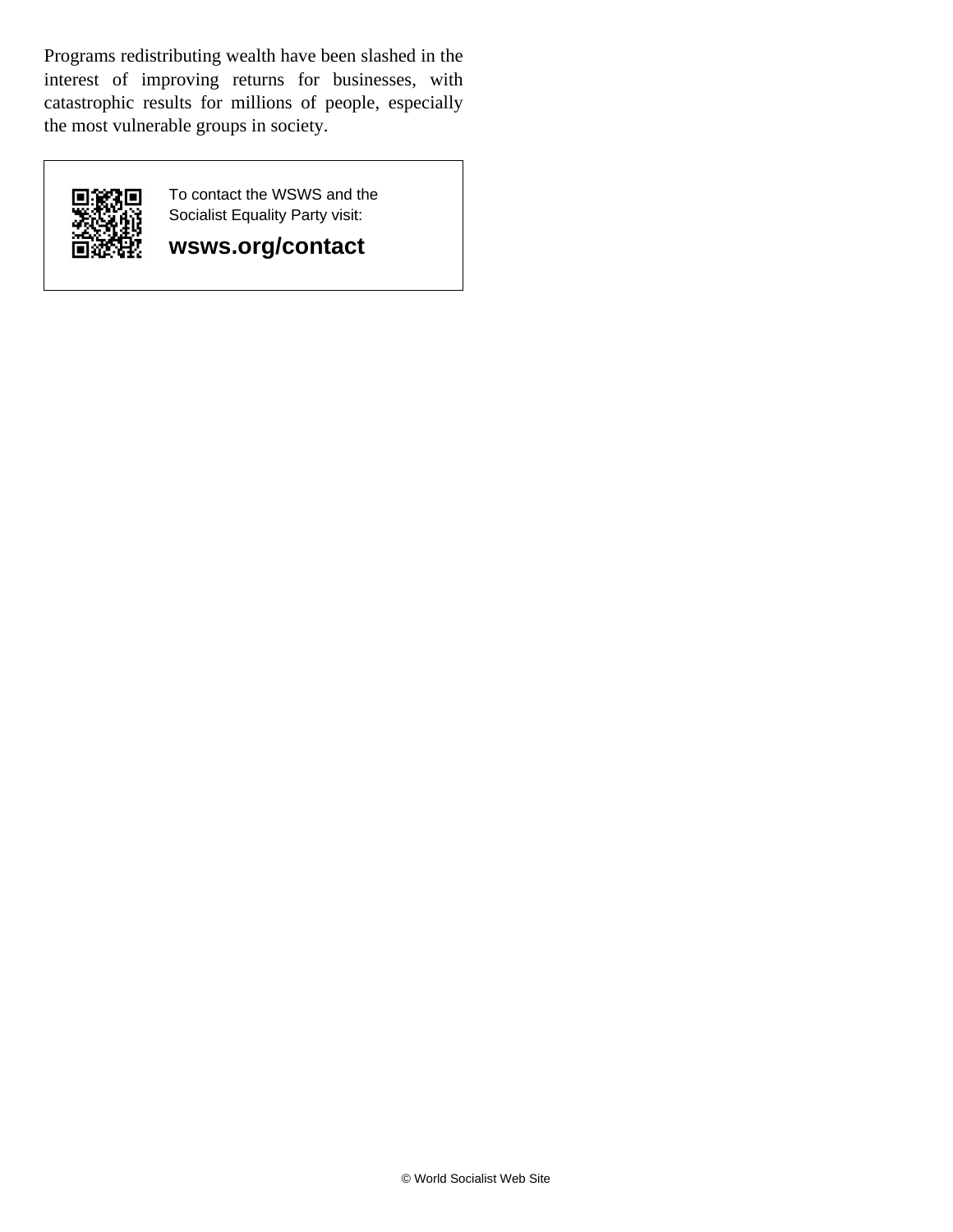Programs redistributing wealth have been slashed in the interest of improving returns for businesses, with catastrophic results for millions of people, especially the most vulnerable groups in society.

To contact the WSWS and the Socialist Equality Party visit:

**wsws.org/contact**

© World Socialist Web Site